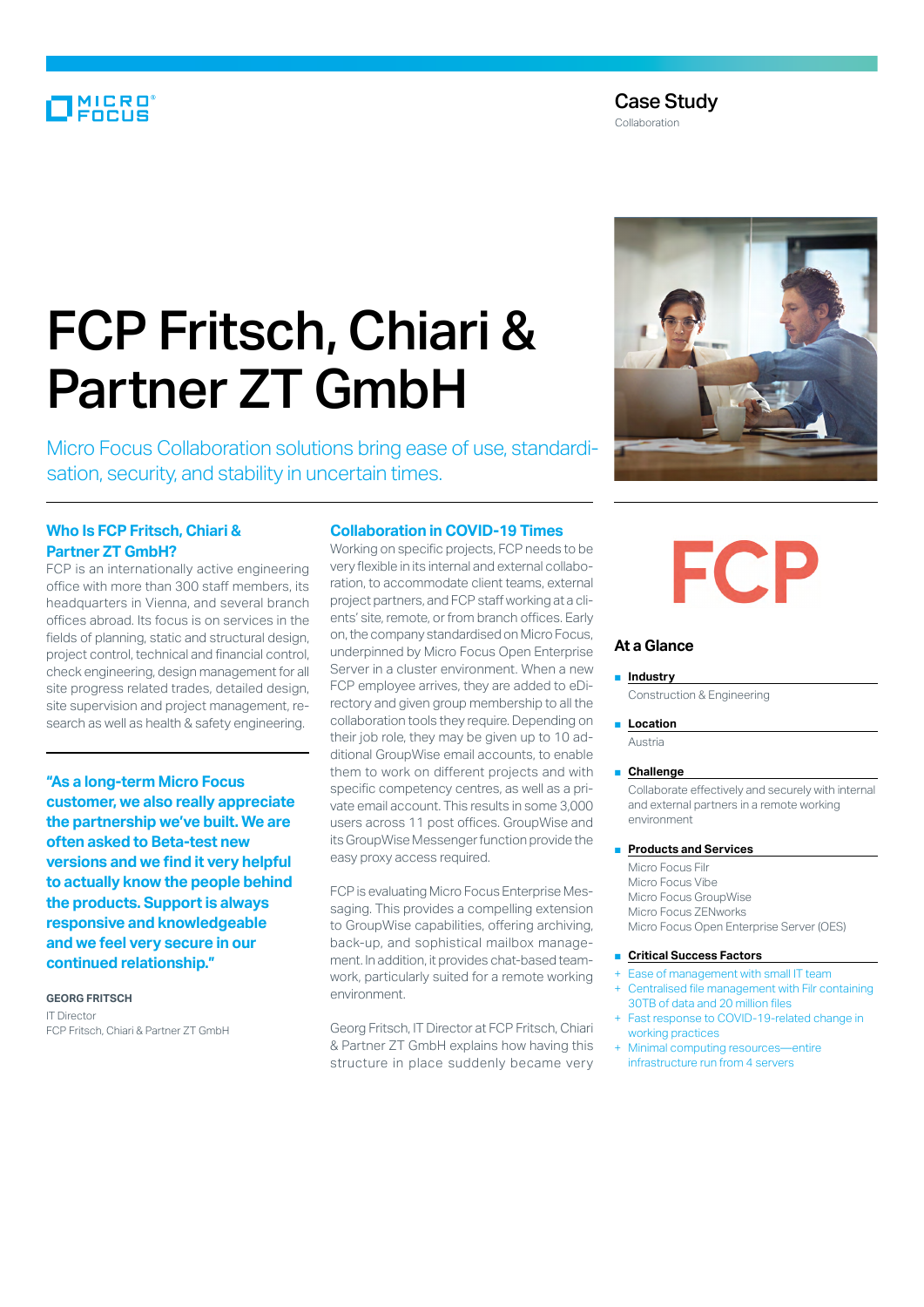Case Study
Collaboration

# FCP Fritsch, Chiari & Partner ZT GmbH

Micro Focus Collaboration solutions bring ease of use, standardisation, security, and stability in uncertain times.

## Who Is FCP Fritsch, Chiari & Partner ZT GmbH?

FCP is an internationally active engineering office with more than 300 staff members, its headquarters in Vienna, and several branch offices abroad. Its focus is on services in the fields of planning, static and structural design, project control, technical and financial control, check engineering, design management for all site progress related trades, detailed design, site supervision and project management, research as well as health & safety engineering.

**"As a long-term Micro Focus customer, we also really appreciate the partnership we've built. We are often asked to Beta-test new versions and we find it very helpful to actually know the people behind the products. Support is always responsive and knowledgeable and we feel very secure in our continued relationship."**

**GEORG FRITSCH**
IT Director
FCP Fritsch, Chiari & Partner ZT GmbH

## Collaboration in COVID-19 Times

Working on specific projects, FCP needs to be very flexible in its internal and external collaboration, to accommodate client teams, external project partners, and FCP staff working at a clients' site, remote, or from branch offices. Early on, the company standardised on Micro Focus, underpinned by Micro Focus Open Enterprise Server in a cluster environment. When a new FCP employee arrives, they are added to eDirectory and given group membership to all the collaboration tools they require. Depending on their job role, they may be given up to 10 additional GroupWise email accounts, to enable them to work on different projects and with specific competency centres, as well as a private email account. This results in some 3,000 users across 11 post offices. GroupWise and its GroupWise Messenger function provide the easy proxy access required.

FCP is evaluating Micro Focus Enterprise Messaging. This provides a compelling extension to GroupWise capabilities, offering archiving, back-up, and sophisticated mailbox management. In addition, it provides chat-based teamwork, particularly suited for a remote working environment.

Georg Fritsch, IT Director at FCP Fritsch, Chiari & Partner ZT GmbH explains how having this structure in place suddenly became very

FCP

## At a Glance

- **Industry**
  Construction & Engineering
- **Location**
  Austria
- **Challenge**
  Collaborate effectively and securely with internal and external partners in a remote working environment
- **Products and Services**
  Micro Focus Filr
  Micro Focus Vibe
  Micro Focus GroupWise
  Micro Focus ZENworks
  Micro Focus Open Enterprise Server (OES)
- **Critical Success Factors**
  + Ease of management with small IT team
  + Centralised file management with Filr containing 30TB of data and 20 million files
  + Fast response to COVID-19-related change in working practices
  + Minimal computing resources—entire infrastructure run from 4 servers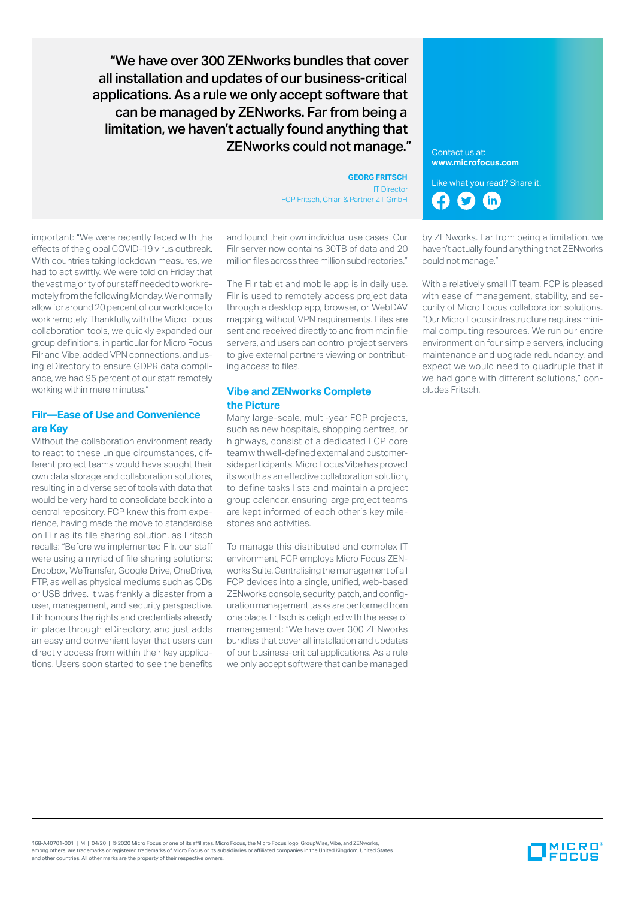> "We have over 300 ZENworks bundles that cover all installation and updates of our business-critical applications. As a rule we only accept software that can be managed by ZENworks. Far from being a limitation, we haven't actually found anything that ZENworks could not manage."
>
> **GEORG FRITSCH**
> IT Director
> FCP Fritsch, Chiari & Partner ZT GmbH

Contact us at:
**www.microfocus.com**

Like what you read? Share it.

important: "We were recently faced with the effects of the global COVID-19 virus outbreak. With countries taking lockdown measures, we had to act swiftly. We were told on Friday that the vast majority of our staff needed to work remotely from the following Monday. We normally allow for around 20 percent of our workforce to work remotely. Thankfully, with the Micro Focus collaboration tools, we quickly expanded our group definitions, in particular for Micro Focus Filr and Vibe, added VPN connections, and using eDirectory to ensure GDPR data compliance, we had 95 percent of our staff remotely working within mere minutes."

## Filr—Ease of Use and Convenience are Key

Without the collaboration environment ready to react to these unique circumstances, different project teams would have sought their own data storage and collaboration solutions, resulting in a diverse set of tools with data that would be very hard to consolidate back into a central repository. FCP knew this from experience, having made the move to standardise on Filr as its file sharing solution, as Fritsch recalls: "Before we implemented Filr, our staff were using a myriad of file sharing solutions: Dropbox, WeTransfer, Google Drive, OneDrive, FTP, as well as physical mediums such as CDs or USB drives. It was frankly a disaster from a user, management, and security perspective. Filr honours the rights and credentials already in place through eDirectory, and just adds an easy and convenient layer that users can directly access from within their key applications. Users soon started to see the benefits and found their own individual use cases. Our Filr server now contains 30TB of data and 20 million files across three million subdirectories."

The Filr tablet and mobile app is in daily use. Filr is used to remotely access project data through a desktop app, browser, or WebDAV mapping, without VPN requirements. Files are sent and received directly to and from main file servers, and users can control project servers to give external partners viewing or contributing access to files.

## Vibe and ZENworks Complete the Picture

Many large-scale, multi-year FCP projects, such as new hospitals, shopping centres, or highways, consist of a dedicated FCP core team with well-defined external and customer-side participants. Micro Focus Vibe has proved its worth as an effective collaboration solution, to define tasks lists and maintain a project group calendar, ensuring large project teams are kept informed of each other's key milestones and activities.

To manage this distributed and complex IT environment, FCP employs Micro Focus ZENworks Suite. Centralising the management of all FCP devices into a single, unified, web-based ZENworks console, security, patch, and configuration management tasks are performed from one place. Fritsch is delighted with the ease of management: "We have over 300 ZENworks bundles that cover all installation and updates of our business-critical applications. As a rule we only accept software that can be managed by ZENworks. Far from being a limitation, we haven't actually found anything that ZENworks could not manage."

With a relatively small IT team, FCP is pleased with ease of management, stability, and security of Micro Focus collaboration solutions. "Our Micro Focus infrastructure requires minimal computing resources. We run our entire environment on four simple servers, including maintenance and upgrade redundancy, and expect we would need to quadruple that if we had gone with different solutions," concludes Fritsch.

168-A40701-001 | M | 04/20 | © 2020 Micro Focus or one of its affiliates. Micro Focus, the Micro Focus logo, GroupWise, Vibe, and ZENworks, among others, are trademarks or registered trademarks of Micro Focus or its subsidiaries or affiliated companies in the United Kingdom, United States and other countries. All other marks are the property of their respective owners.